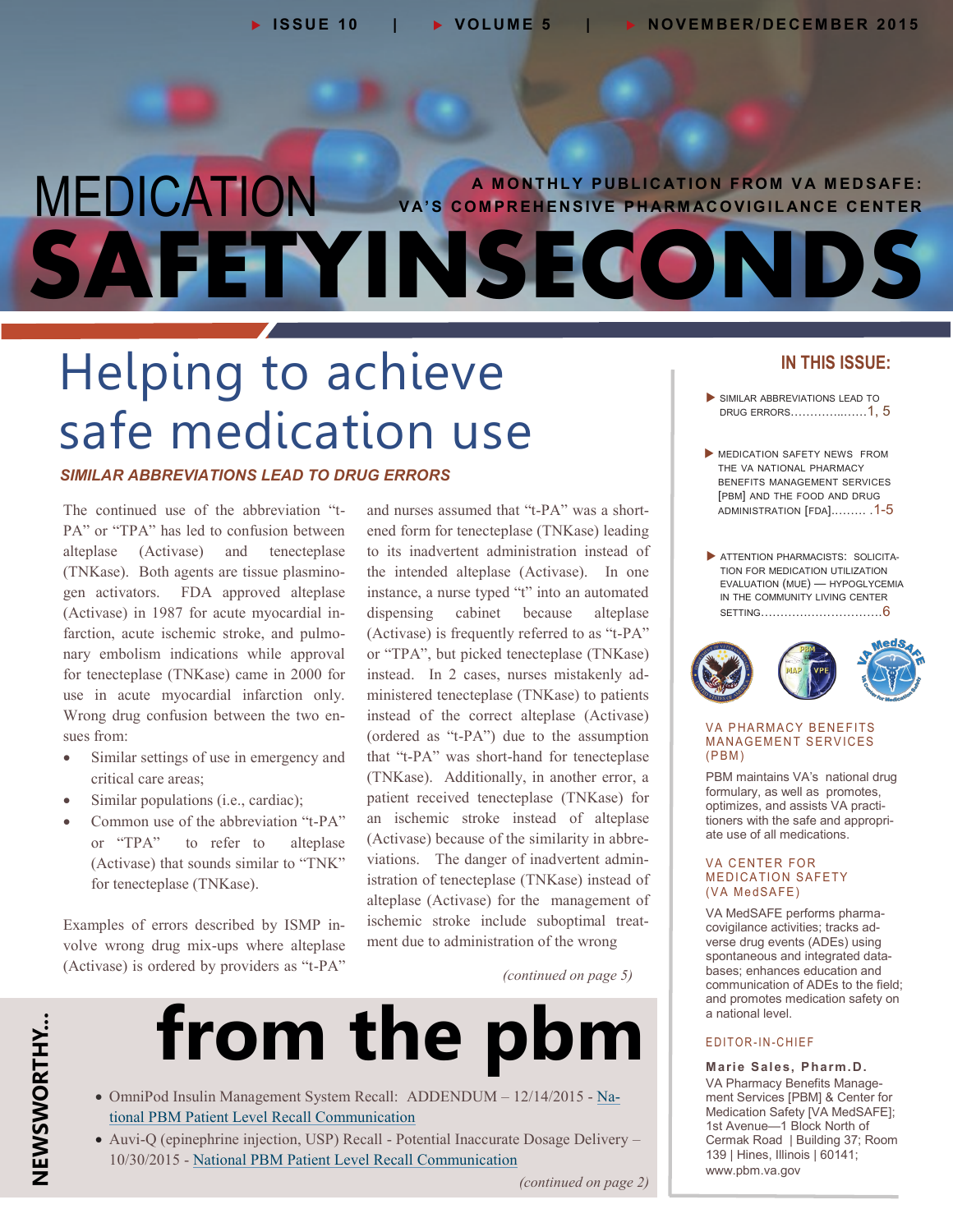# MEDICATION SAFETY IN SECONDS

A MONTHLY PUBLICATION FROM VA MEDSAFE: VA'S COMPREHENSIVE PHARMACOVIGILANCE CENTER

## Helping to achieve safe medication use

### *SIMILAR ABBREVIATIONS LEAD TO DRUG ERRORS*

The continued use of the abbreviation "t-PA" or "TPA" has led to confusion between alteplase (Activase) and tenecteplase (TNKase). Both agents are tissue plasminogen activators. FDA approved alteplase (Activase) in 1987 for acute myocardial infarction, acute ischemic stroke, and pulmonary embolism indications while approval for tenecteplase (TNKase) came in 2000 for use in acute myocardial infarction only. Wrong drug confusion between the two ensues from:

- Similar settings of use in emergency and critical care areas;
- Similar populations (i.e., cardiac);
- Common use of the abbreviation "t-PA" or "TPA" to refer to alteplase (Activase) that sounds similar to "TNK" for tenecteplase (TNKase).

Examples of errors described by ISMP involve wrong drug mix-ups where alteplase (Activase) is ordered by providers as "t-PA" and nurses assumed that "t-PA" was a shortened form for tenecteplase (TNKase) leading to its inadvertent administration instead of the intended alteplase (Activase). In one instance, a nurse typed "t" into an automated dispensing cabinet because alteplase (Activase) is frequently referred to as "t-PA" or "TPA", but picked tenecteplase (TNKase) instead. In 2 cases, nurses mistakenly administered tenecteplase (TNKase) to patients instead of the correct alteplase (Activase) (ordered as "t-PA") due to the assumption that "t-PA" was short-hand for tenecteplase (TNKase). Additionally, in another error, a patient received tenecteplase (TNKase) for an ischemic stroke instead of alteplase (Activase) because of the similarity in abbreviations. The danger of inadvertent administration of tenecteplase (TNKase) instead of alteplase (Activase) for the management of ischemic stroke include suboptimal treatment due to administration of the wrong

*(continued on page 5)*

## NEWSWORTHY... from the pbm

- OmniPod Insulin Management System Recall: ADDENDUM – 12/14/2015 - National PBM Patient Level Recall Communication
- Auvi-Q (epinephrine injection, USP) Recall - Potential Inaccurate Dosage Delivery – 10/30/2015 - National PBM Patient Level Recall Communication

*(continued on page 2)*

## IN THIS ISSUE:

- SIMILAR ABBREVIATIONS LEAD TO DRUG ERRORS……………..…….1, 5
- MEDICATION SAFETY NEWS FROM THE VA NATIONAL PHARMACY BENEFITS MANAGEMENT SERVICES [PBM] AND THE FOOD AND DRUG ADMINISTRATION [FDA]……… .1-5
- ATTENTION PHARMACISTS: SOLICITATION FOR MEDICATION UTILIZATION EVALUATION (MUE) — HYPOGLYCEMIA IN THE COMMUNITY LIVING CENTER SETTING………………………….6

### VA PHARMACY BENEFITS MANAGEMENT SERVICES (PBM)

PBM maintains VA's national drug formulary, as well as promotes, optimizes, and assists VA practitioners with the safe and appropriate use of all medications.

### VA CENTER FOR MEDICATION SAFETY (VA MedSAFE)

VA MedSAFE performs pharmacovigilance activities; tracks adverse drug events (ADEs) using spontaneous and integrated databases; enhances education and communication of ADEs to the field; and promotes medication safety on a national level.

### EDITOR-IN-CHIEF

**Marie Sales, Pharm.D.**
VA Pharmacy Benefits Management Services [PBM] & Center for Medication Safety [VA MedSAFE]; 1st Avenue—1 Block North of Cermak Road | Building 37; Room 139 | Hines, Illinois | 60141; www.pbm.va.gov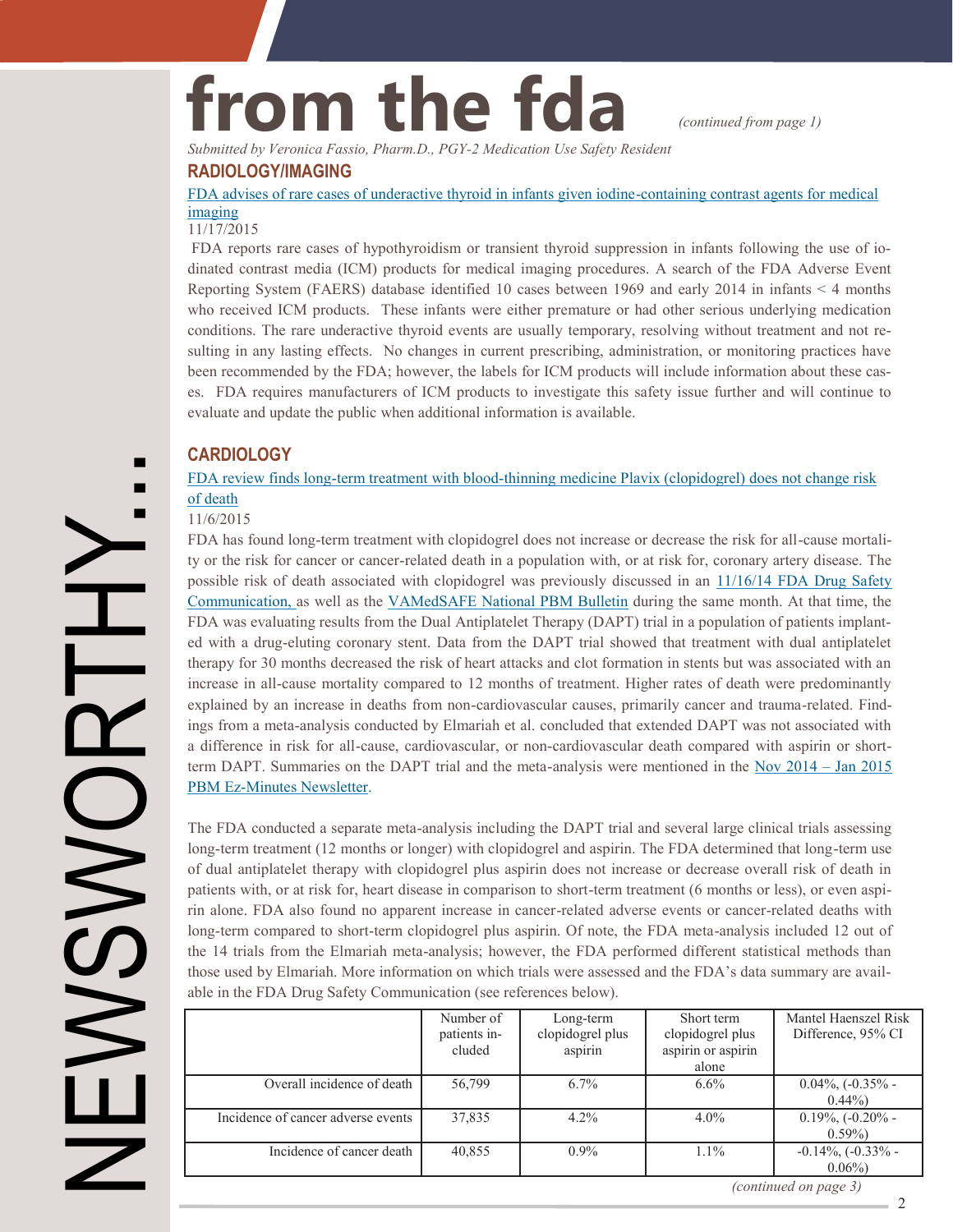# from the fda

*(continued from page 1)*

*Submitted by Veronica Fassio, Pharm.D., PGY-2 Medication Use Safety Resident*

## RADIOLOGY/IMAGING

[FDA advises of rare cases of underactive thyroid in infants given iodine-containing contrast agents for medical imaging](#)

11/17/2015

FDA reports rare cases of hypothyroidism or transient thyroid suppression in infants following the use of iodinated contrast media (ICM) products for medical imaging procedures. A search of the FDA Adverse Event Reporting System (FAERS) database identified 10 cases between 1969 and early 2014 in infants < 4 months who received ICM products. These infants were either premature or had other serious underlying medication conditions. The rare underactive thyroid events are usually temporary, resolving without treatment and not resulting in any lasting effects. No changes in current prescribing, administration, or monitoring practices have been recommended by the FDA; however, the labels for ICM products will include information about these cases. FDA requires manufacturers of ICM products to investigate this safety issue further and will continue to evaluate and update the public when additional information is available.

## CARDIOLOGY

[FDA review finds long-term treatment with blood-thinning medicine Plavix (clopidogrel) does not change risk of death](#)

11/6/2015

FDA has found long-term treatment with clopidogrel does not increase or decrease the risk for all-cause mortality or the risk for cancer or cancer-related death in a population with, or at risk for, coronary artery disease. The possible risk of death associated with clopidogrel was previously discussed in an 11/16/14 FDA Drug Safety Communication, as well as the VAMedSAFE National PBM Bulletin during the same month. At that time, the FDA was evaluating results from the Dual Antiplatelet Therapy (DAPT) trial in a population of patients implanted with a drug-eluting coronary stent. Data from the DAPT trial showed that treatment with dual antiplatelet therapy for 30 months decreased the risk of heart attacks and clot formation in stents but was associated with an increase in all-cause mortality compared to 12 months of treatment. Higher rates of death were predominantly explained by an increase in deaths from non-cardiovascular causes, primarily cancer and trauma-related. Findings from a meta-analysis conducted by Elmariah et al. concluded that extended DAPT was not associated with a difference in risk for all-cause, cardiovascular, or non-cardiovascular death compared with aspirin or short-term DAPT. Summaries on the DAPT trial and the meta-analysis were mentioned in the Nov 2014 – Jan 2015 PBM Ez-Minutes Newsletter.

The FDA conducted a separate meta-analysis including the DAPT trial and several large clinical trials assessing long-term treatment (12 months or longer) with clopidogrel and aspirin. The FDA determined that long-term use of dual antiplatelet therapy with clopidogrel plus aspirin does not increase or decrease overall risk of death in patients with, or at risk for, heart disease in comparison to short-term treatment (6 months or less), or even aspirin alone. FDA also found no apparent increase in cancer-related adverse events or cancer-related deaths with long-term compared to short-term clopidogrel plus aspirin. Of note, the FDA meta-analysis included 12 out of the 14 trials from the Elmariah meta-analysis; however, the FDA performed different statistical methods than those used by Elmariah. More information on which trials were assessed and the FDA's data summary are available in the FDA Drug Safety Communication (see references below).

| | Number of patients included | Long-term clopidogrel plus aspirin | Short term clopidogrel plus aspirin or aspirin alone | Mantel Haenszel Risk Difference, 95% CI |
|---|---|---|---|---|
| Overall incidence of death | 56,799 | 6.7% | 6.6% | 0.04%, (-0.35% - 0.44%) |
| Incidence of cancer adverse events | 37,835 | 4.2% | 4.0% | 0.19%, (-0.20% - 0.59%) |
| Incidence of cancer death | 40,855 | 0.9% | 1.1% | -0.14%, (-0.33% - 0.06%) |

*(continued on page 3)*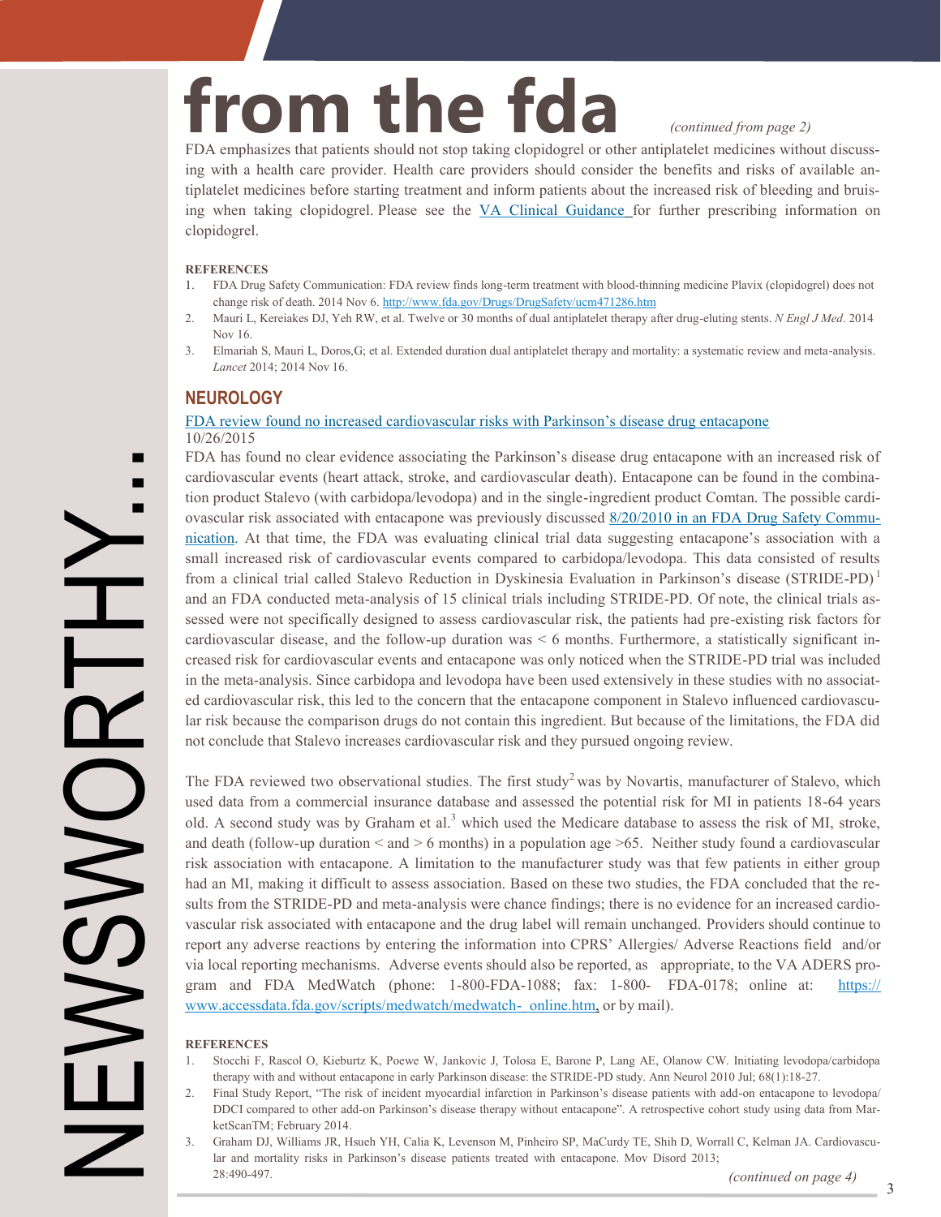# from the fda

*(continued from page 2)*

FDA emphasizes that patients should not stop taking clopidogrel or other antiplatelet medicines without discussing with a health care provider. Health care providers should consider the benefits and risks of available antiplatelet medicines before starting treatment and inform patients about the increased risk of bleeding and bruising when taking clopidogrel. Please see the VA Clinical Guidance for further prescribing information on clopidogrel.

**REFERENCES**

1. FDA Drug Safety Communication: FDA review finds long-term treatment with blood-thinning medicine Plavix (clopidogrel) does not change risk of death. 2014 Nov 6. http://www.fda.gov/Drugs/DrugSafety/ucm471286.htm
2. Mauri L, Kereiakes DJ, Yeh RW, et al. Twelve or 30 months of dual antiplatelet therapy after drug-eluting stents. *N Engl J Med*. 2014 Nov 16.
3. Elmariah S, Mauri L, Doros,G; et al. Extended duration dual antiplatelet therapy and mortality: a systematic review and meta-analysis. *Lancet* 2014; 2014 Nov 16.

## NEUROLOGY

### FDA review found no increased cardiovascular risks with Parkinson's disease drug entacapone

10/26/2015

FDA has found no clear evidence associating the Parkinson's disease drug entacapone with an increased risk of cardiovascular events (heart attack, stroke, and cardiovascular death). Entacapone can be found in the combination product Stalevo (with carbidopa/levodopa) and in the single-ingredient product Comtan. The possible cardiovascular risk associated with entacapone was previously discussed 8/20/2010 in an FDA Drug Safety Communication. At that time, the FDA was evaluating clinical trial data suggesting entacapone's association with a small increased risk of cardiovascular events compared to carbidopa/levodopa. This data consisted of results from a clinical trial called Stalevo Reduction in Dyskinesia Evaluation in Parkinson's disease (STRIDE-PD)[1] and an FDA conducted meta-analysis of 15 clinical trials including STRIDE-PD. Of note, the clinical trials assessed were not specifically designed to assess cardiovascular risk, the patients had pre-existing risk factors for cardiovascular disease, and the follow-up duration was < 6 months. Furthermore, a statistically significant increased risk for cardiovascular events and entacapone was only noticed when the STRIDE-PD trial was included in the meta-analysis. Since carbidopa and levodopa have been used extensively in these studies with no associated cardiovascular risk, this led to the concern that the entacapone component in Stalevo influenced cardiovascular risk because the comparison drugs do not contain this ingredient. But because of the limitations, the FDA did not conclude that Stalevo increases cardiovascular risk and they pursued ongoing review.

The FDA reviewed two observational studies. The first study[2] was by Novartis, manufacturer of Stalevo, which used data from a commercial insurance database and assessed the potential risk for MI in patients 18-64 years old. A second study was by Graham et al.[3] which used the Medicare database to assess the risk of MI, stroke, and death (follow-up duration < and > 6 months) in a population age >65. Neither study found a cardiovascular risk association with entacapone. A limitation to the manufacturer study was that few patients in either group had an MI, making it difficult to assess association. Based on these two studies, the FDA concluded that the results from the STRIDE-PD and meta-analysis were chance findings; there is no evidence for an increased cardiovascular risk associated with entacapone and the drug label will remain unchanged. Providers should continue to report any adverse reactions by entering the information into CPRS' Allergies/ Adverse Reactions field and/or via local reporting mechanisms. Adverse events should also be reported, as appropriate, to the VA ADERS program and FDA MedWatch (phone: 1-800-FDA-1088; fax: 1-800- FDA-0178; online at: https://www.accessdata.fda.gov/scripts/medwatch/medwatch-_online.htm, or by mail).

**REFERENCES**

1. Stocchi F, Rascol O, Kieburtz K, Poewe W, Jankovic J, Tolosa E, Barone P, Lang AE, Olanow CW. Initiating levodopa/carbidopa therapy with and without entacapone in early Parkinson disease: the STRIDE-PD study. Ann Neurol 2010 Jul; 68(1):18-27.
2. Final Study Report, "The risk of incident myocardial infarction in Parkinson's disease patients with add-on entacapone to levodopa/DDCI compared to other add-on Parkinson's disease therapy without entacapone". A retrospective cohort study using data from MarketScanTM; February 2014.
3. Graham DJ, Williams JR, Hsueh YH, Calia K, Levenson M, Pinheiro SP, MaCurdy TE, Shih D, Worrall C, Kelman JA. Cardiovascular and mortality risks in Parkinson's disease patients treated with entacapone. Mov Disord 2013; 28:490-497.

*(continued on page 4)*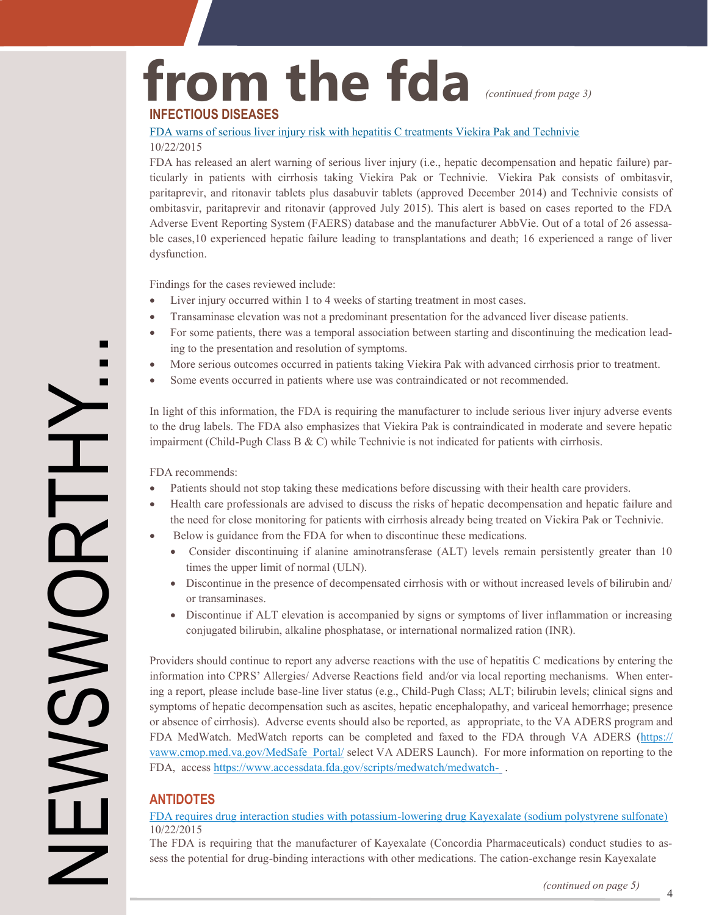# from the fda *(continued from page 3)*

## INFECTIOUS DISEASES

[FDA warns of serious liver injury risk with hepatitis C treatments Viekira Pak and Technivie](#)

10/22/2015

FDA has released an alert warning of serious liver injury (i.e., hepatic decompensation and hepatic failure) particularly in patients with cirrhosis taking Viekira Pak or Technivie. Viekira Pak consists of ombitasvir, paritaprevir, and ritonavir tablets plus dasabuvir tablets (approved December 2014) and Technivie consists of ombitasvir, paritaprevir and ritonavir (approved July 2015). This alert is based on cases reported to the FDA Adverse Event Reporting System (FAERS) database and the manufacturer AbbVie. Out of a total of 26 assessable cases,10 experienced hepatic failure leading to transplantations and death; 16 experienced a range of liver dysfunction.

Findings for the cases reviewed include:

- Liver injury occurred within 1 to 4 weeks of starting treatment in most cases.
- Transaminase elevation was not a predominant presentation for the advanced liver disease patients.
- For some patients, there was a temporal association between starting and discontinuing the medication leading to the presentation and resolution of symptoms.
- More serious outcomes occurred in patients taking Viekira Pak with advanced cirrhosis prior to treatment.
- Some events occurred in patients where use was contraindicated or not recommended.

In light of this information, the FDA is requiring the manufacturer to include serious liver injury adverse events to the drug labels. The FDA also emphasizes that Viekira Pak is contraindicated in moderate and severe hepatic impairment (Child-Pugh Class B & C) while Technivie is not indicated for patients with cirrhosis.

FDA recommends:

- Patients should not stop taking these medications before discussing with their health care providers.
- Health care professionals are advised to discuss the risks of hepatic decompensation and hepatic failure and the need for close monitoring for patients with cirrhosis already being treated on Viekira Pak or Technivie.
- Below is guidance from the FDA for when to discontinue these medications.
  - Consider discontinuing if alanine aminotransferase (ALT) levels remain persistently greater than 10 times the upper limit of normal (ULN).
  - Discontinue in the presence of decompensated cirrhosis with or without increased levels of bilirubin and/or transaminases.
  - Discontinue if ALT elevation is accompanied by signs or symptoms of liver inflammation or increasing conjugated bilirubin, alkaline phosphatase, or international normalized ration (INR).

Providers should continue to report any adverse reactions with the use of hepatitis C medications by entering the information into CPRS' Allergies/ Adverse Reactions field and/or via local reporting mechanisms. When entering a report, please include base-line liver status (e.g., Child-Pugh Class; ALT; bilirubin levels; clinical signs and symptoms of hepatic decompensation such as ascites, hepatic encephalopathy, and variceal hemorrhage; presence or absence of cirrhosis). Adverse events should also be reported, as appropriate, to the VA ADERS program and FDA MedWatch. MedWatch reports can be completed and faxed to the FDA through VA ADERS (https://vaww.cmop.med.va.gov/MedSafe_Portal/ select VA ADERS Launch). For more information on reporting to the FDA, access https://www.accessdata.fda.gov/scripts/medwatch/medwatch- .

## ANTIDOTES

[FDA requires drug interaction studies with potassium-lowering drug Kayexalate (sodium polystyrene sulfonate)](#)

10/22/2015

The FDA is requiring that the manufacturer of Kayexalate (Concordia Pharmaceuticals) conduct studies to assess the potential for drug-binding interactions with other medications. The cation-exchange resin Kayexalate

*(continued on page 5)*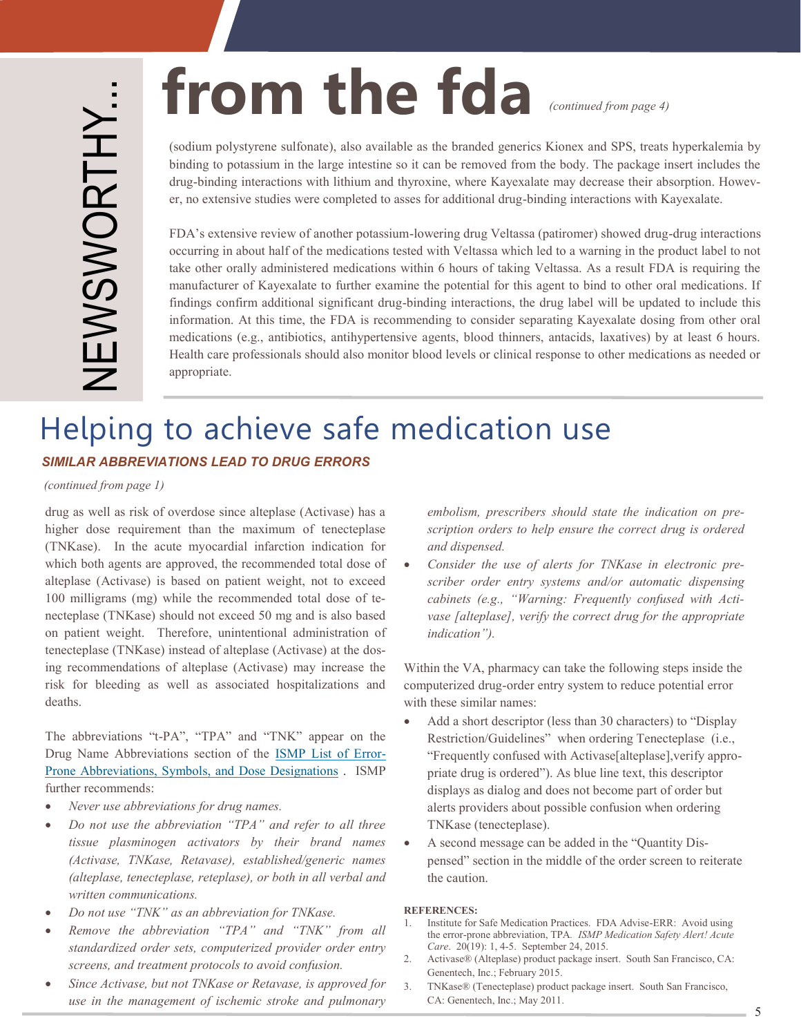NEWSWORTHY...

# from the fda

*(continued from page 4)*

(sodium polystyrene sulfonate), also available as the branded generics Kionex and SPS, treats hyperkalemia by binding to potassium in the large intestine so it can be removed from the body. The package insert includes the drug-binding interactions with lithium and thyroxine, where Kayexalate may decrease their absorption. However, no extensive studies were completed to asses for additional drug-binding interactions with Kayexalate.

FDA's extensive review of another potassium-lowering drug Veltassa (patiromer) showed drug-drug interactions occurring in about half of the medications tested with Veltassa which led to a warning in the product label to not take other orally administered medications within 6 hours of taking Veltassa. As a result FDA is requiring the manufacturer of Kayexalate to further examine the potential for this agent to bind to other oral medications. If findings confirm additional significant drug-binding interactions, the drug label will be updated to include this information. At this time, the FDA is recommending to consider separating Kayexalate dosing from other oral medications (e.g., antibiotics, antihypertensive agents, blood thinners, antacids, laxatives) by at least 6 hours. Health care professionals should also monitor blood levels or clinical response to other medications as needed or appropriate.

# Helping to achieve safe medication use

### *SIMILAR ABBREVIATIONS LEAD TO DRUG ERRORS*

*(continued from page 1)*

drug as well as risk of overdose since alteplase (Activase) has a higher dose requirement than the maximum of tenecteplase (TNKase). In the acute myocardial infarction indication for which both agents are approved, the recommended total dose of alteplase (Activase) is based on patient weight, not to exceed 100 milligrams (mg) while the recommended total dose of tenecteplase (TNKase) should not exceed 50 mg and is also based on patient weight. Therefore, unintentional administration of tenecteplase (TNKase) instead of alteplase (Activase) at the dosing recommendations of alteplase (Activase) may increase the risk for bleeding as well as associated hospitalizations and deaths.

The abbreviations "t-PA", "TPA" and "TNK" appear on the Drug Name Abbreviations section of the ISMP List of Error-Prone Abbreviations, Symbols, and Dose Designations . ISMP further recommends:

- *Never use abbreviations for drug names.*
- *Do not use the abbreviation "TPA" and refer to all three tissue plasminogen activators by their brand names (Activase, TNKase, Retavase), established/generic names (alteplase, tenecteplase, reteplase), or both in all verbal and written communications.*
- *Do not use "TNK" as an abbreviation for TNKase.*
- *Remove the abbreviation "TPA" and "TNK" from all standardized order sets, computerized provider order entry screens, and treatment protocols to avoid confusion.*
- *Since Activase, but not TNKase or Retavase, is approved for use in the management of ischemic stroke and pulmonary embolism, prescribers should state the indication on prescription orders to help ensure the correct drug is ordered and dispensed.*
- *Consider the use of alerts for TNKase in electronic prescriber order entry systems and/or automatic dispensing cabinets (e.g., "Warning: Frequently confused with Activase [alteplase], verify the correct drug for the appropriate indication").*

Within the VA, pharmacy can take the following steps inside the computerized drug-order entry system to reduce potential error with these similar names:

- Add a short descriptor (less than 30 characters) to "Display Restriction/Guidelines" when ordering Tenecteplase (i.e., "Frequently confused with Activase[alteplase],verify appropriate drug is ordered"). As blue line text, this descriptor displays as dialog and does not become part of order but alerts providers about possible confusion when ordering TNKase (tenecteplase).
- A second message can be added in the "Quantity Dispensed" section in the middle of the order screen to reiterate the caution.

**REFERENCES:**

1. Institute for Safe Medication Practices. FDA Advise-ERR: Avoid using the error-prone abbreviation, TPA. *ISMP Medication Safety Alert! Acute Care*. 20(19): 1, 4-5. September 24, 2015.
2. Activase® (Alteplase) product package insert. South San Francisco, CA: Genentech, Inc.; February 2015.
3. TNKase® (Tenecteplase) product package insert. South San Francisco, CA: Genentech, Inc.; May 2011.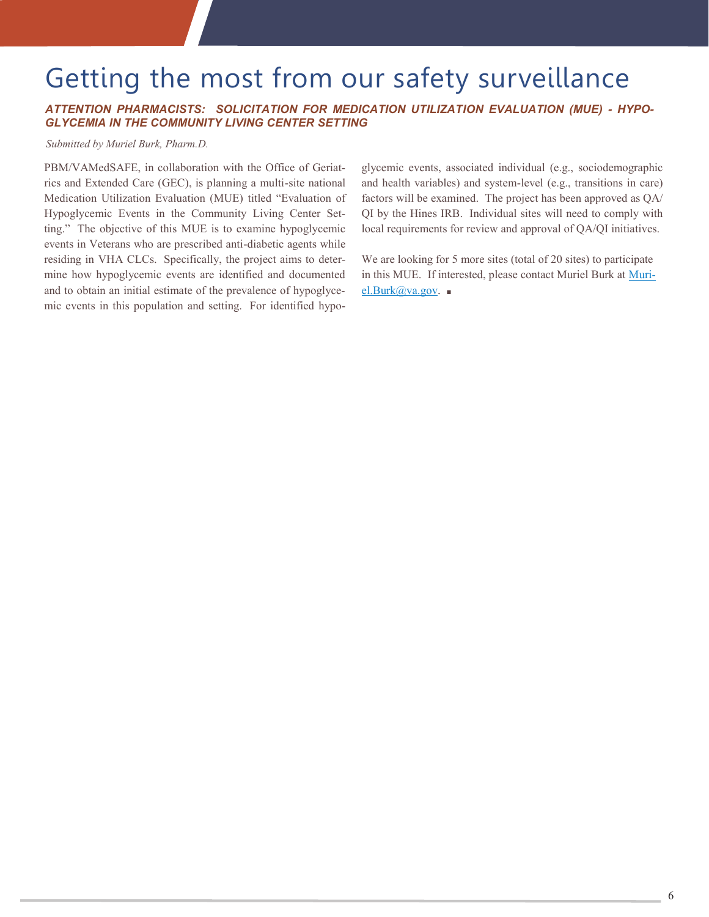# Getting the most from our safety surveillance

***ATTENTION PHARMACISTS: SOLICITATION FOR MEDICATION UTILIZATION EVALUATION (MUE) - HYPOGLYCEMIA IN THE COMMUNITY LIVING CENTER SETTING***

*Submitted by Muriel Burk, Pharm.D.*

PBM/VAMedSAFE, in collaboration with the Office of Geriatrics and Extended Care (GEC), is planning a multi-site national Medication Utilization Evaluation (MUE) titled "Evaluation of Hypoglycemic Events in the Community Living Center Setting." The objective of this MUE is to examine hypoglycemic events in Veterans who are prescribed anti-diabetic agents while residing in VHA CLCs. Specifically, the project aims to determine how hypoglycemic events are identified and documented and to obtain an initial estimate of the prevalence of hypoglycemic events in this population and setting. For identified hypoglycemic events, associated individual (e.g., sociodemographic and health variables) and system-level (e.g., transitions in care) factors will be examined. The project has been approved as QA/QI by the Hines IRB. Individual sites will need to comply with local requirements for review and approval of QA/QI initiatives.

We are looking for 5 more sites (total of 20 sites) to participate in this MUE. If interested, please contact Muriel Burk at [Muriel.Burk@va.gov](mailto:Muriel.Burk@va.gov). ▪